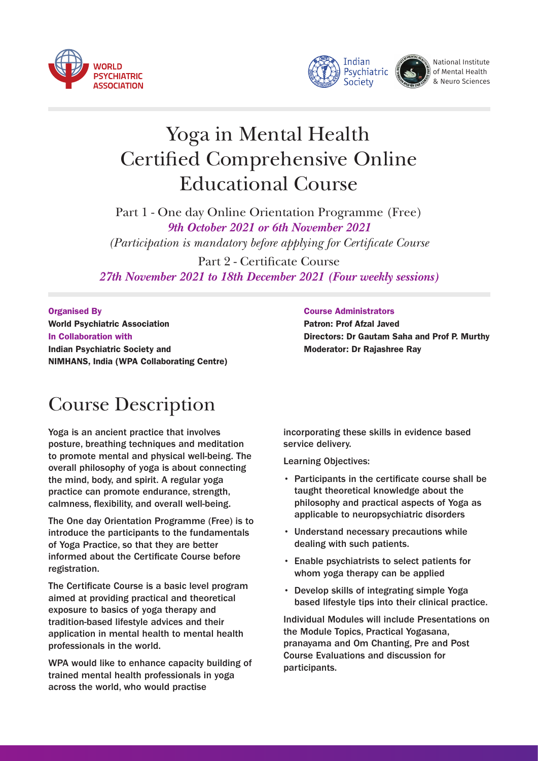WORLD PSYCHIATRIC ASSOCIATION

Indian Psychiatric Society

National Institute of Mental Health & Neuro Sciences

# Yoga in Mental Health Certified Comprehensive Online Educational Course

Part 1 - One day Online Orientation Programme (Free)

*9th October 2021 or 6th November 2021*

*(Participation is mandatory before applying for Certificate Course*

Part 2 - Certificate Course

*27th November 2021 to 18th December 2021 (Four weekly sessions)*

**Organised By**

**World Psychiatric Association**

**In Collaboration with**

**Indian Psychiatric Society and NIMHANS, India (WPA Collaborating Centre)**

**Course Administrators**

**Patron: Prof Afzal Javed**

**Directors: Dr Gautam Saha and Prof P. Murthy**

**Moderator: Dr Rajashree Ray**

## Course Description

Yoga is an ancient practice that involves posture, breathing techniques and meditation to promote mental and physical well-being. The overall philosophy of yoga is about connecting the mind, body, and spirit. A regular yoga practice can promote endurance, strength, calmness, flexibility, and overall well-being.

The One day Orientation Programme (Free) is to introduce the participants to the fundamentals of Yoga Practice, so that they are better informed about the Certificate Course before registration.

The Certificate Course is a basic level program aimed at providing practical and theoretical exposure to basics of yoga therapy and tradition-based lifestyle advices and their application in mental health to mental health professionals in the world.

WPA would like to enhance capacity building of trained mental health professionals in yoga across the world, who would practise incorporating these skills in evidence based service delivery.

Learning Objectives:

- Participants in the certificate course shall be taught theoretical knowledge about the philosophy and practical aspects of Yoga as applicable to neuropsychiatric disorders
- Understand necessary precautions while dealing with such patients.
- Enable psychiatrists to select patients for whom yoga therapy can be applied
- Develop skills of integrating simple Yoga based lifestyle tips into their clinical practice.

Individual Modules will include Presentations on the Module Topics, Practical Yogasana, pranayama and Om Chanting, Pre and Post Course Evaluations and discussion for participants.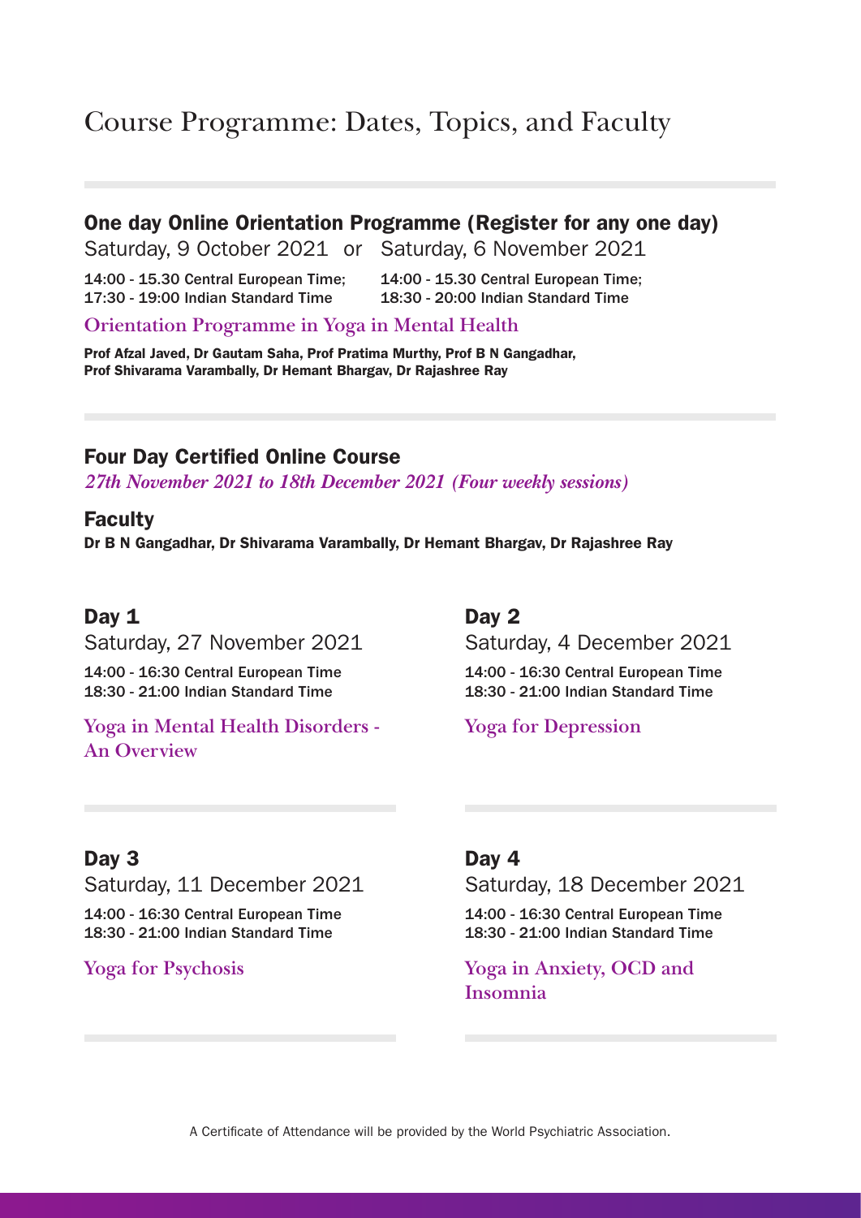# Course Programme: Dates, Topics, and Faculty

## One day Online Orientation Programme (Register for any one day)

Saturday, 9 October 2021 or Saturday, 6 November 2021

14:00 - 15.30 Central European Time;
17:30 - 19:00 Indian Standard Time

14:00 - 15.30 Central European Time;
18:30 - 20:00 Indian Standard Time

### Orientation Programme in Yoga in Mental Health

**Prof Afzal Javed, Dr Gautam Saha, Prof Pratima Murthy, Prof B N Gangadhar, Prof Shivarama Varambally, Dr Hemant Bhargav, Dr Rajashree Ray**

## Four Day Certified Online Course

*27th November 2021 to 18th December 2021 (Four weekly sessions)*

## Faculty

**Dr B N Gangadhar, Dr Shivarama Varambally, Dr Hemant Bhargav, Dr Rajashree Ray**

### Day 1

Saturday, 27 November 2021

14:00 - 16:30 Central European Time
18:30 - 21:00 Indian Standard Time

**Yoga in Mental Health Disorders - An Overview**

### Day 2

Saturday, 4 December 2021

14:00 - 16:30 Central European Time
18:30 - 21:00 Indian Standard Time

**Yoga for Depression**

### Day 3

Saturday, 11 December 2021

14:00 - 16:30 Central European Time
18:30 - 21:00 Indian Standard Time

**Yoga for Psychosis**

### Day 4

Saturday, 18 December 2021

14:00 - 16:30 Central European Time
18:30 - 21:00 Indian Standard Time

**Yoga in Anxiety, OCD and Insomnia**

A Certificate of Attendance will be provided by the World Psychiatric Association.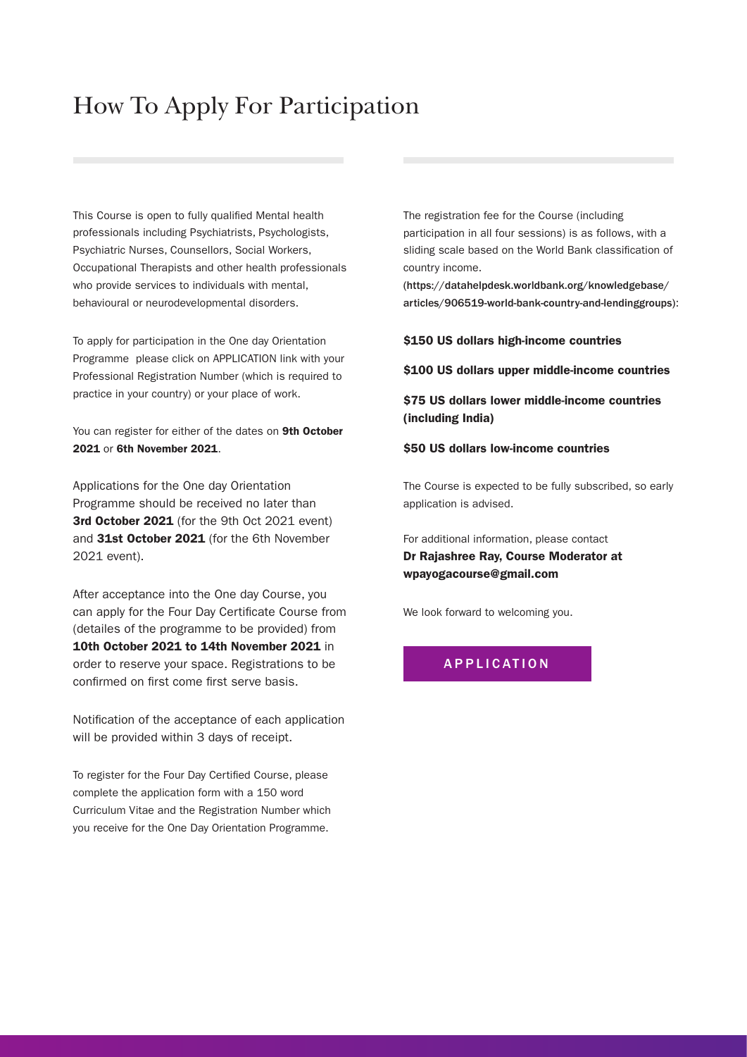# How To Apply For Participation

This Course is open to fully qualified Mental health professionals including Psychiatrists, Psychologists, Psychiatric Nurses, Counsellors, Social Workers, Occupational Therapists and other health professionals who provide services to individuals with mental, behavioural or neurodevelopmental disorders.

To apply for participation in the One day Orientation Programme please click on APPLICATION link with your Professional Registration Number (which is required to practice in your country) or your place of work.

You can register for either of the dates on **9th October 2021** or **6th November 2021**.

Applications for the One day Orientation Programme should be received no later than **3rd October 2021** (for the 9th Oct 2021 event) and **31st October 2021** (for the 6th November 2021 event).

After acceptance into the One day Course, you can apply for the Four Day Certificate Course from (detailes of the programme to be provided) from **10th October 2021 to 14th November 2021** in order to reserve your space. Registrations to be confirmed on first come first serve basis.

Notification of the acceptance of each application will be provided within 3 days of receipt.

To register for the Four Day Certified Course, please complete the application form with a 150 word Curriculum Vitae and the Registration Number which you receive for the One Day Orientation Programme.

The registration fee for the Course (including participation in all four sessions) is as follows, with a sliding scale based on the World Bank classification of country income.
(https://datahelpdesk.worldbank.org/knowledgebase/articles/906519-world-bank-country-and-lendinggroups):

**$150 US dollars high-income countries**

**$100 US dollars upper middle-income countries**

**$75 US dollars lower middle-income countries (including India)**

**$50 US dollars low-income countries**

The Course is expected to be fully subscribed, so early application is advised.

For additional information, please contact
**Dr Rajashree Ray, Course Moderator at wpayogacourse@gmail.com**

We look forward to welcoming you.

APPLICATION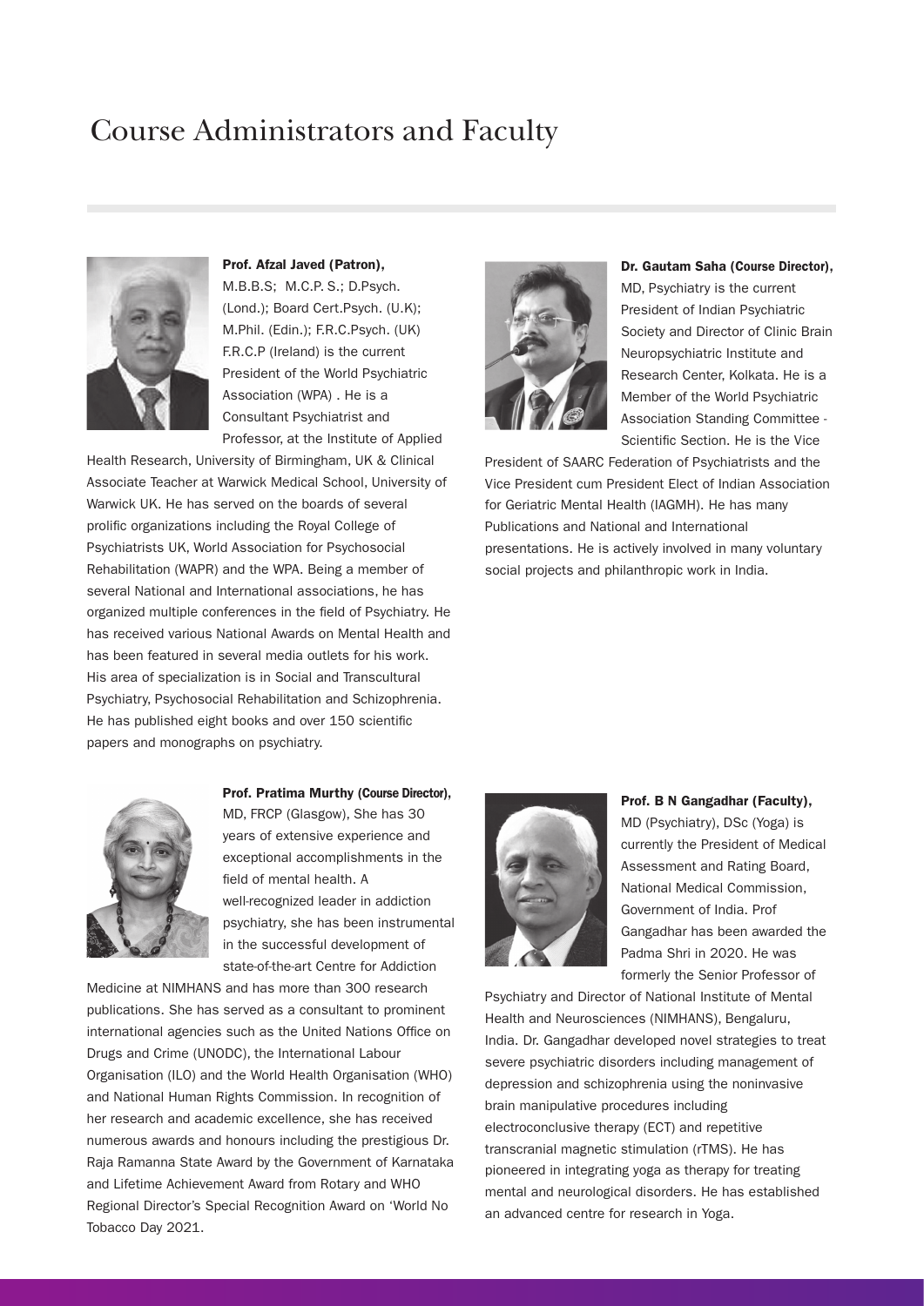# Course Administrators and Faculty

**Prof. Afzal Javed (Patron),** M.B.B.S; M.C.P. S.; D.Psych. (Lond.); Board Cert.Psych. (U.K); M.Phil. (Edin.); F.R.C.Psych. (UK) F.R.C.P (Ireland) is the current President of the World Psychiatric Association (WPA) . He is a Consultant Psychiatrist and Professor, at the Institute of Applied Health Research, University of Birmingham, UK & Clinical Associate Teacher at Warwick Medical School, University of Warwick UK. He has served on the boards of several prolific organizations including the Royal College of Psychiatrists UK, World Association for Psychosocial Rehabilitation (WAPR) and the WPA. Being a member of several National and International associations, he has organized multiple conferences in the field of Psychiatry. He has received various National Awards on Mental Health and has been featured in several media outlets for his work. His area of specialization is in Social and Transcultural Psychiatry, Psychosocial Rehabilitation and Schizophrenia. He has published eight books and over 150 scientific papers and monographs on psychiatry.

**Dr. Gautam Saha (Course Director),** MD, Psychiatry is the current President of Indian Psychiatric Society and Director of Clinic Brain Neuropsychiatric Institute and Research Center, Kolkata. He is a Member of the World Psychiatric Association Standing Committee - Scientific Section. He is the Vice President of SAARC Federation of Psychiatrists and the Vice President cum President Elect of Indian Association for Geriatric Mental Health (IAGMH). He has many Publications and National and International presentations. He is actively involved in many voluntary social projects and philanthropic work in India.

**Prof. Pratima Murthy (Course Director),** MD, FRCP (Glasgow), She has 30 years of extensive experience and exceptional accomplishments in the field of mental health. A well-recognized leader in addiction psychiatry, she has been instrumental in the successful development of state-of-the-art Centre for Addiction Medicine at NIMHANS and has more than 300 research publications. She has served as a consultant to prominent international agencies such as the United Nations Office on Drugs and Crime (UNODC), the International Labour Organisation (ILO) and the World Health Organisation (WHO) and National Human Rights Commission. In recognition of her research and academic excellence, she has received numerous awards and honours including the prestigious Dr. Raja Ramanna State Award by the Government of Karnataka and Lifetime Achievement Award from Rotary and WHO Regional Director's Special Recognition Award on 'World No Tobacco Day 2021.

**Prof. B N Gangadhar (Faculty),** MD (Psychiatry), DSc (Yoga) is currently the President of Medical Assessment and Rating Board, National Medical Commission, Government of India. Prof Gangadhar has been awarded the Padma Shri in 2020. He was formerly the Senior Professor of Psychiatry and Director of National Institute of Mental Health and Neurosciences (NIMHANS), Bengaluru, India. Dr. Gangadhar developed novel strategies to treat severe psychiatric disorders including management of depression and schizophrenia using the noninvasive brain manipulative procedures including electroconclusive therapy (ECT) and repetitive transcranial magnetic stimulation (rTMS). He has pioneered in integrating yoga as therapy for treating mental and neurological disorders. He has established an advanced centre for research in Yoga.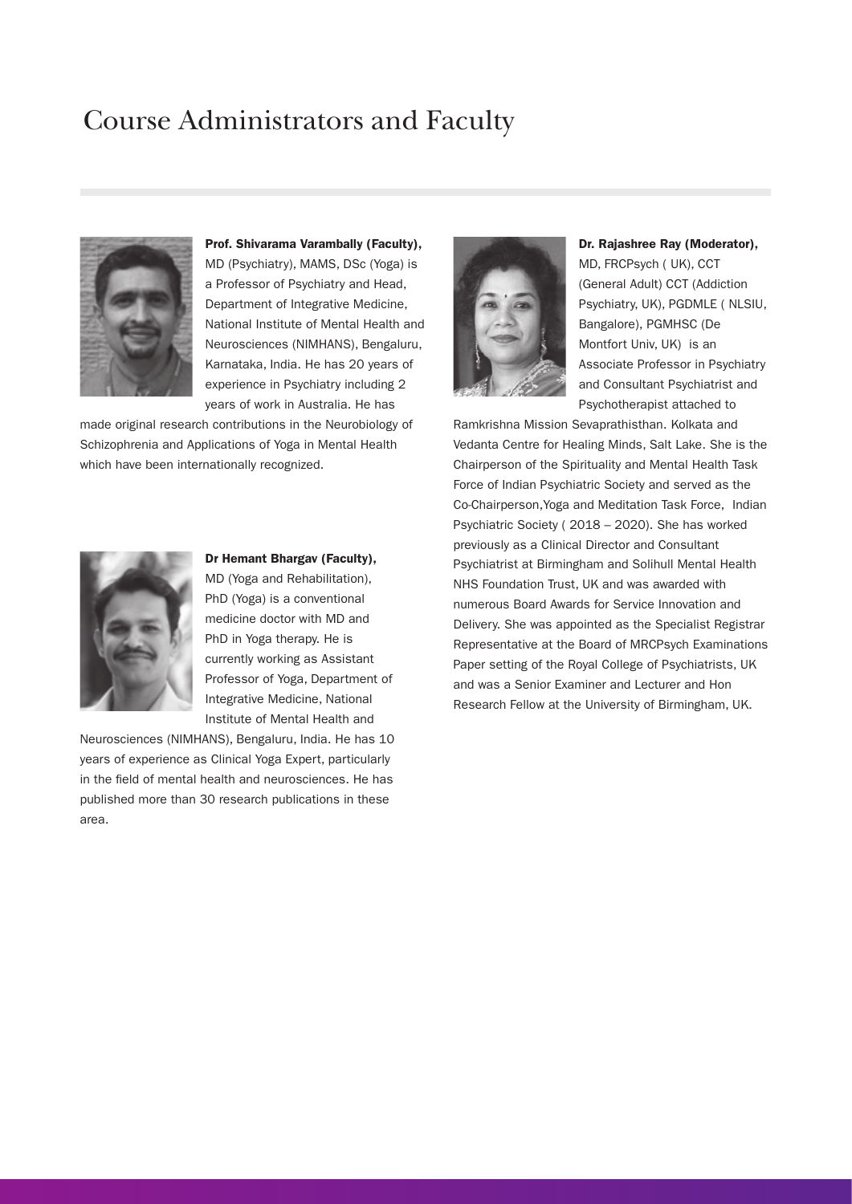# Course Administrators and Faculty

**Prof. Shivarama Varambally (Faculty),** MD (Psychiatry), MAMS, DSc (Yoga) is a Professor of Psychiatry and Head, Department of Integrative Medicine, National Institute of Mental Health and Neurosciences (NIMHANS), Bengaluru, Karnataka, India. He has 20 years of experience in Psychiatry including 2 years of work in Australia. He has made original research contributions in the Neurobiology of Schizophrenia and Applications of Yoga in Mental Health which have been internationally recognized.

**Dr Hemant Bhargav (Faculty),** MD (Yoga and Rehabilitation), PhD (Yoga) is a conventional medicine doctor with MD and PhD in Yoga therapy. He is currently working as Assistant Professor of Yoga, Department of Integrative Medicine, National Institute of Mental Health and Neurosciences (NIMHANS), Bengaluru, India. He has 10 years of experience as Clinical Yoga Expert, particularly in the field of mental health and neurosciences. He has published more than 30 research publications in these area.

**Dr. Rajashree Ray (Moderator),** MD, FRCPsych ( UK), CCT (General Adult) CCT (Addiction Psychiatry, UK), PGDMLE ( NLSIU, Bangalore), PGMHSC (De Montfort Univ, UK) is an Associate Professor in Psychiatry and Consultant Psychiatrist and Psychotherapist attached to Ramkrishna Mission Sevaprathisthan. Kolkata and Vedanta Centre for Healing Minds, Salt Lake. She is the Chairperson of the Spirituality and Mental Health Task Force of Indian Psychiatric Society and served as the Co-Chairperson,Yoga and Meditation Task Force, Indian Psychiatric Society ( 2018 – 2020). She has worked previously as a Clinical Director and Consultant Psychiatrist at Birmingham and Solihull Mental Health NHS Foundation Trust, UK and was awarded with numerous Board Awards for Service Innovation and Delivery. She was appointed as the Specialist Registrar Representative at the Board of MRCPsych Examinations Paper setting of the Royal College of Psychiatrists, UK and was a Senior Examiner and Lecturer and Hon Research Fellow at the University of Birmingham, UK.